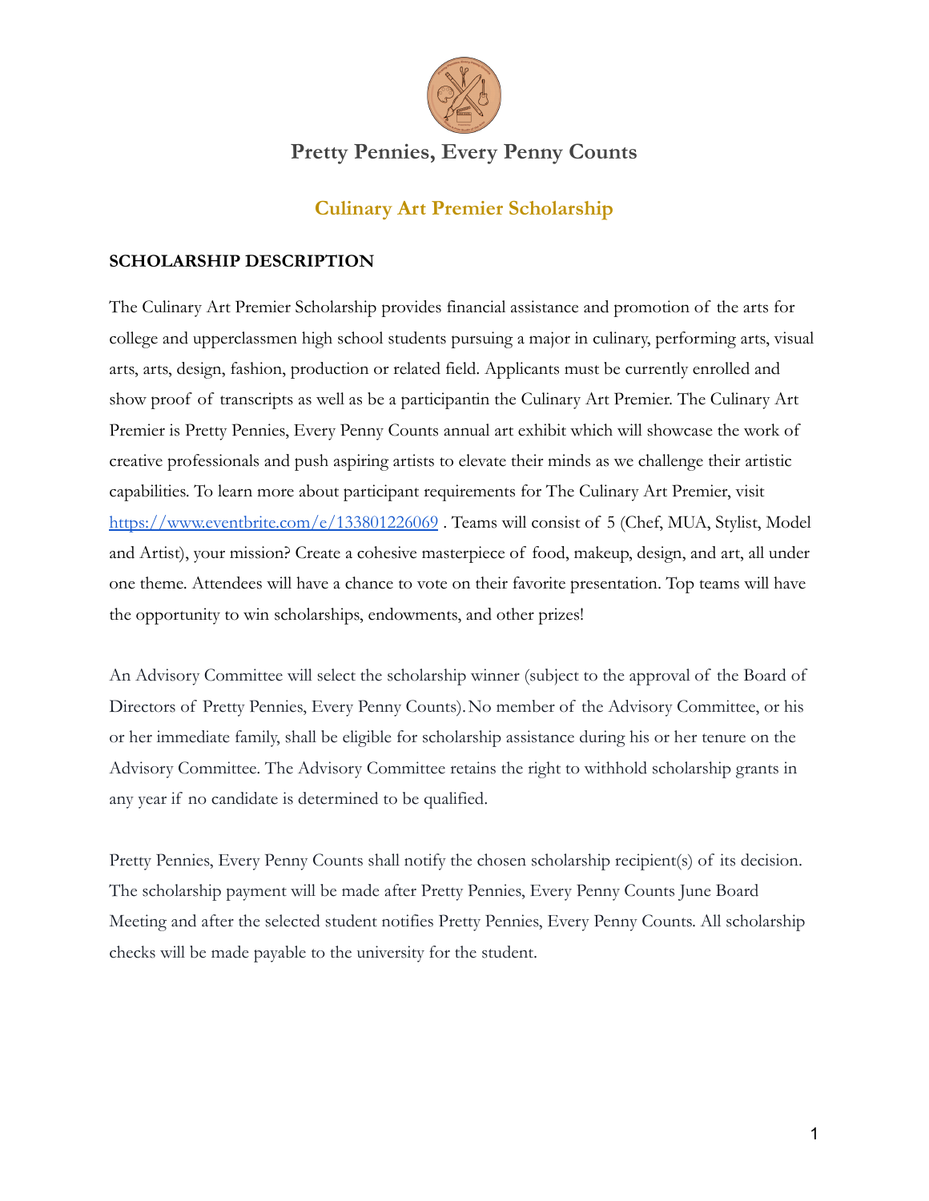# Pretty Pennies, Every Penny Counts

## Culinary Art Premier Scholarship

### SCHOLARSHIP DESCRIPTION

The Culinary Art Premier Scholarship provides financial assistance and promotion of the arts for college and upperclassmen high school students pursuing a major in culinary, performing arts, visual arts, arts, design, fashion, production or related field. Applicants must be currently enrolled and show proof of transcripts as well as be a participantin the Culinary Art Premier. The Culinary Art Premier is Pretty Pennies, Every Penny Counts annual art exhibit which will showcase the work of creative professionals and push aspiring artists to elevate their minds as we challenge their artistic capabilities. To learn more about participant requirements for The Culinary Art Premier, visit https://www.eventbrite.com/e/133801226069 . Teams will consist of 5 (Chef, MUA, Stylist, Model and Artist), your mission? Create a cohesive masterpiece of food, makeup, design, and art, all under one theme. Attendees will have a chance to vote on their favorite presentation. Top teams will have the opportunity to win scholarships, endowments, and other prizes!

An Advisory Committee will select the scholarship winner (subject to the approval of the Board of Directors of Pretty Pennies, Every Penny Counts). No member of the Advisory Committee, or his or her immediate family, shall be eligible for scholarship assistance during his or her tenure on the Advisory Committee. The Advisory Committee retains the right to withhold scholarship grants in any year if no candidate is determined to be qualified.

Pretty Pennies, Every Penny Counts shall notify the chosen scholarship recipient(s) of its decision. The scholarship payment will be made after Pretty Pennies, Every Penny Counts June Board Meeting and after the selected student notifies Pretty Pennies, Every Penny Counts. All scholarship checks will be made payable to the university for the student.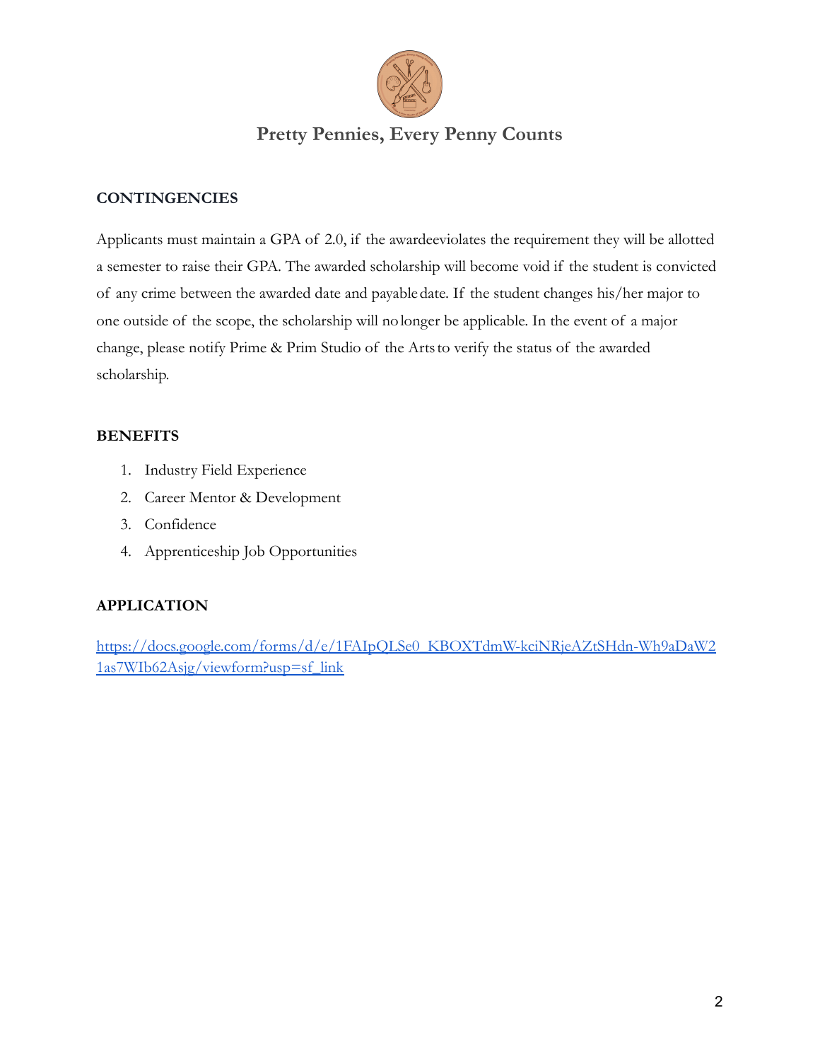## Pretty Pennies, Every Penny Counts

**CONTINGENCIES**

Applicants must maintain a GPA of 2.0, if the awardeeviolates the requirement they will be allotted a semester to raise their GPA. The awarded scholarship will become void if the student is convicted of any crime between the awarded date and payable date. If the student changes his/her major to one outside of the scope, the scholarship will no longer be applicable. In the event of a major change, please notify Prime & Prim Studio of the Arts to verify the status of the awarded scholarship.

**BENEFITS**

1. Industry Field Experience
2. Career Mentor & Development
3. Confidence
4. Apprenticeship Job Opportunities

**APPLICATION**

https://docs.google.com/forms/d/e/1FAIpQLSe0_KBOXTdmW-kciNRjeAZtSHdn-Wh9aDaW21as7WIb62Asjg/viewform?usp=sf_link